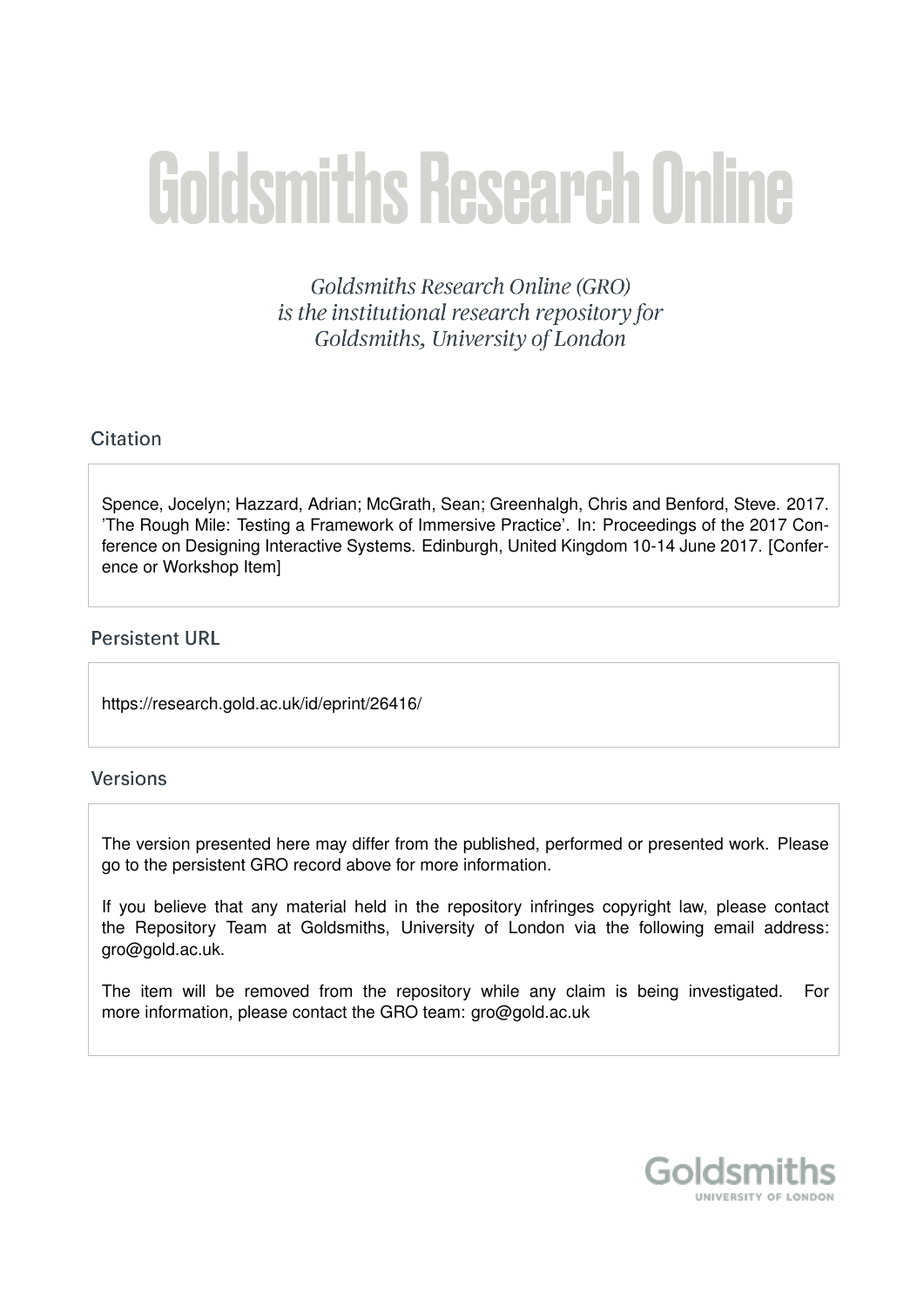# Goldsmiths Research Online

*Goldsmiths Research Online (GRO) is the institutional research repository for Goldsmiths, University of London*

## Citation

Spence, Jocelyn; Hazzard, Adrian; McGrath, Sean; Greenhalgh, Chris and Benford, Steve. 2017. 'The Rough Mile: Testing a Framework of Immersive Practice'. In: Proceedings of the 2017 Conference on Designing Interactive Systems. Edinburgh, United Kingdom 10-14 June 2017. [Conference or Workshop Item]

## Persistent URL

https://research.gold.ac.uk/id/eprint/26416/

## Versions

The version presented here may differ from the published, performed or presented work. Please go to the persistent GRO record above for more information.

If you believe that any material held in the repository infringes copyright law, please contact the Repository Team at Goldsmiths, University of London via the following email address: gro@gold.ac.uk.

The item will be removed from the repository while any claim is being investigated. For more information, please contact the GRO team: gro@gold.ac.uk

Goldsmiths
UNIVERSITY OF LONDON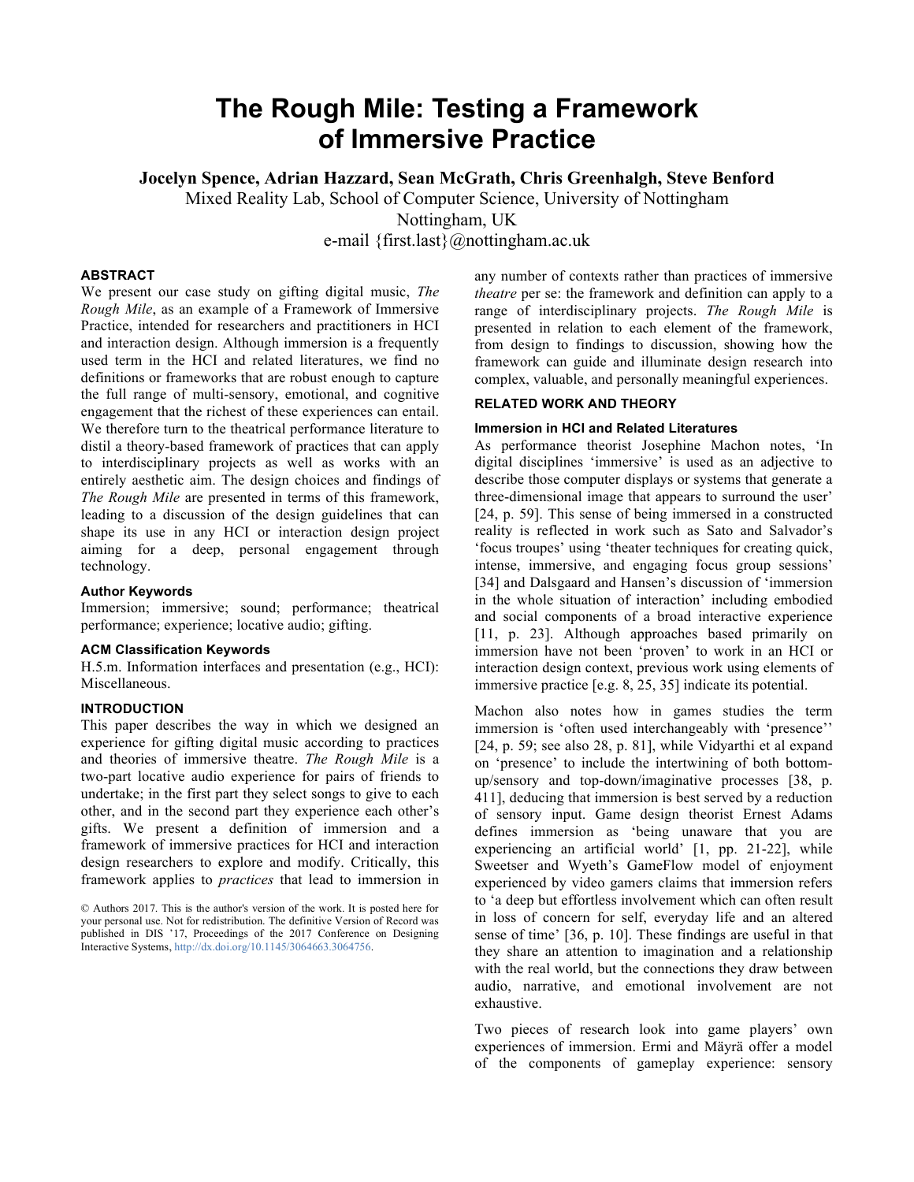# The Rough Mile: Testing a Framework of Immersive Practice

**Jocelyn Spence, Adrian Hazzard, Sean McGrath, Chris Greenhalgh, Steve Benford**

Mixed Reality Lab, School of Computer Science, University of Nottingham

Nottingham, UK

e-mail {first.last}@nottingham.ac.uk

## ABSTRACT

We present our case study on gifting digital music, *The Rough Mile*, as an example of a Framework of Immersive Practice, intended for researchers and practitioners in HCI and interaction design. Although immersion is a frequently used term in the HCI and related literatures, we find no definitions or frameworks that are robust enough to capture the full range of multi-sensory, emotional, and cognitive engagement that the richest of these experiences can entail. We therefore turn to the theatrical performance literature to distil a theory-based framework of practices that can apply to interdisciplinary projects as well as works with an entirely aesthetic aim. The design choices and findings of *The Rough Mile* are presented in terms of this framework, leading to a discussion of the design guidelines that can shape its use in any HCI or interaction design project aiming for a deep, personal engagement through technology.

### Author Keywords

Immersion; immersive; sound; performance; theatrical performance; experience; locative audio; gifting.

### ACM Classification Keywords

H.5.m. Information interfaces and presentation (e.g., HCI): Miscellaneous.

## INTRODUCTION

This paper describes the way in which we designed an experience for gifting digital music according to practices and theories of immersive theatre. *The Rough Mile* is a two-part locative audio experience for pairs of friends to undertake; in the first part they select songs to give to each other, and in the second part they experience each other's gifts. We present a definition of immersion and a framework of immersive practices for HCI and interaction design researchers to explore and modify. Critically, this framework applies to *practices* that lead to immersion in any number of contexts rather than practices of immersive *theatre* per se: the framework and definition can apply to a range of interdisciplinary projects. *The Rough Mile* is presented in relation to each element of the framework, from design to findings to discussion, showing how the framework can guide and illuminate design research into complex, valuable, and personally meaningful experiences.

© Authors 2017. This is the author's version of the work. It is posted here for your personal use. Not for redistribution. The definitive Version of Record was published in DIS '17, Proceedings of the 2017 Conference on Designing Interactive Systems, http://dx.doi.org/10.1145/3064663.3064756.

## RELATED WORK AND THEORY

### Immersion in HCI and Related Literatures

As performance theorist Josephine Machon notes, 'In digital disciplines 'immersive' is used as an adjective to describe those computer displays or systems that generate a three-dimensional image that appears to surround the user' [24, p. 59]. This sense of being immersed in a constructed reality is reflected in work such as Sato and Salvador's 'focus troupes' using 'theater techniques for creating quick, intense, immersive, and engaging focus group sessions' [34] and Dalsgaard and Hansen's discussion of 'immersion in the whole situation of interaction' including embodied and social components of a broad interactive experience [11, p. 23]. Although approaches based primarily on immersion have not been 'proven' to work in an HCI or interaction design context, previous work using elements of immersive practice [e.g. 8, 25, 35] indicate its potential.

Machon also notes how in games studies the term immersion is 'often used interchangeably with 'presence'' [24, p. 59; see also 28, p. 81], while Vidyarthi et al expand on 'presence' to include the intertwining of both bottom-up/sensory and top-down/imaginative processes [38, p. 411], deducing that immersion is best served by a reduction of sensory input. Game design theorist Ernest Adams defines immersion as 'being unaware that you are experiencing an artificial world' [1, pp. 21-22], while Sweetser and Wyeth's GameFlow model of enjoyment experienced by video gamers claims that immersion refers to 'a deep but effortless involvement which can often result in loss of concern for self, everyday life and an altered sense of time' [36, p. 10]. These findings are useful in that they share an attention to imagination and a relationship with the real world, but the connections they draw between audio, narrative, and emotional involvement are not exhaustive.

Two pieces of research look into game players' own experiences of immersion. Ermi and Mäyrä offer a model of the components of gameplay experience: sensory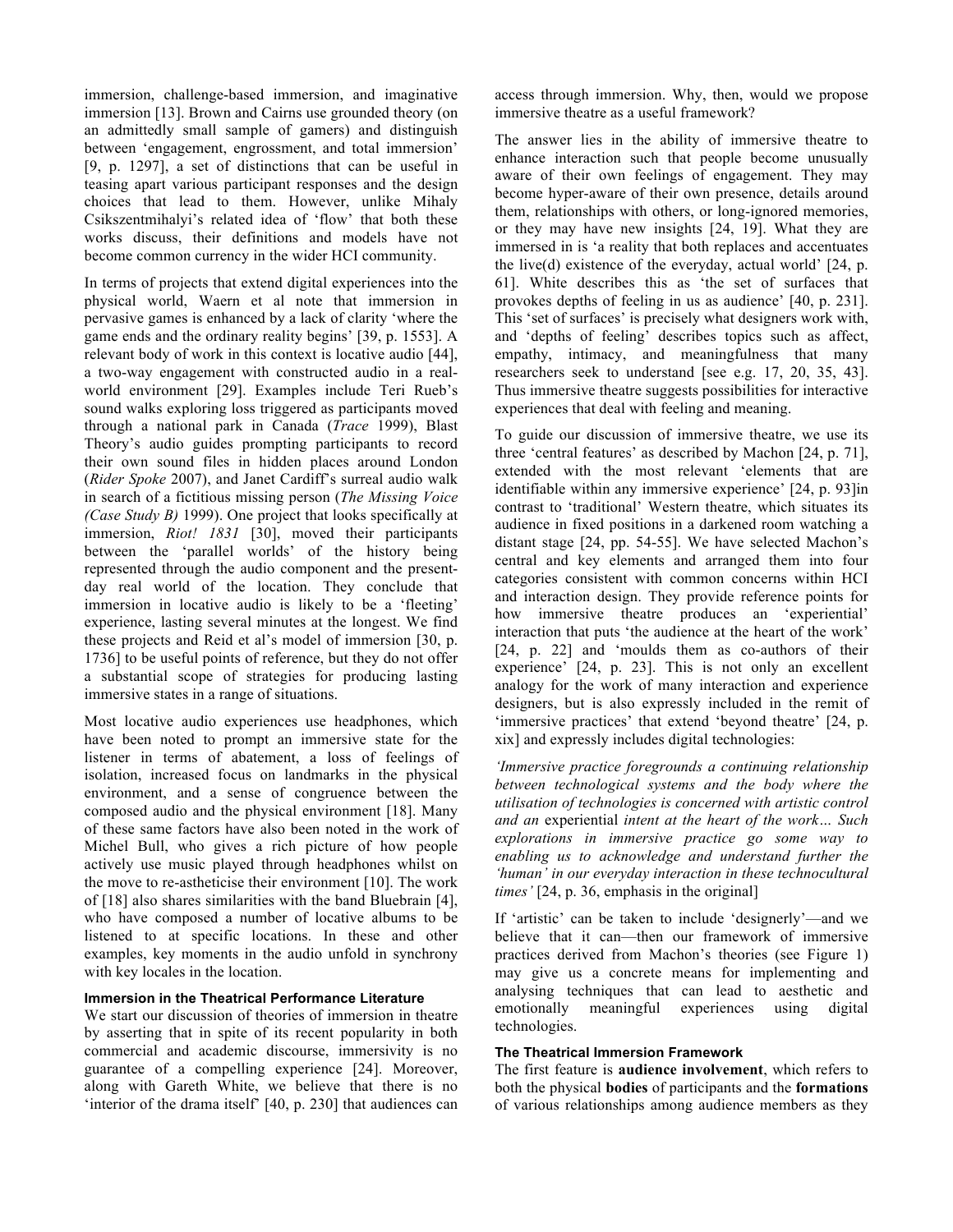immersion, challenge-based immersion, and imaginative immersion [13]. Brown and Cairns use grounded theory (on an admittedly small sample of gamers) and distinguish between 'engagement, engrossment, and total immersion' [9, p. 1297], a set of distinctions that can be useful in teasing apart various participant responses and the design choices that lead to them. However, unlike Mihaly Csikszentmihalyi's related idea of 'flow' that both these works discuss, their definitions and models have not become common currency in the wider HCI community.

In terms of projects that extend digital experiences into the physical world, Waern et al note that immersion in pervasive games is enhanced by a lack of clarity 'where the game ends and the ordinary reality begins' [39, p. 1553]. A relevant body of work in this context is locative audio [44], a two-way engagement with constructed audio in a real-world environment [29]. Examples include Teri Rueb's sound walks exploring loss triggered as participants moved through a national park in Canada (*Trace* 1999), Blast Theory's audio guides prompting participants to record their own sound files in hidden places around London (*Rider Spoke* 2007), and Janet Cardiff's surreal audio walk in search of a fictitious missing person (*The Missing Voice (Case Study B)* 1999). One project that looks specifically at immersion, *Riot! 1831* [30], moved their participants between the 'parallel worlds' of the history being represented through the audio component and the present-day real world of the location. They conclude that immersion in locative audio is likely to be a 'fleeting' experience, lasting several minutes at the longest. We find these projects and Reid et al's model of immersion [30, p. 1736] to be useful points of reference, but they do not offer a substantial scope of strategies for producing lasting immersive states in a range of situations.

Most locative audio experiences use headphones, which have been noted to prompt an immersive state for the listener in terms of abatement, a loss of feelings of isolation, increased focus on landmarks in the physical environment, and a sense of congruence between the composed audio and the physical environment [18]. Many of these same factors have also been noted in the work of Michel Bull, who gives a rich picture of how people actively use music played through headphones whilst on the move to re-astheticise their environment [10]. The work of [18] also shares similarities with the band Bluebrain [4], who have composed a number of locative albums to be listened to at specific locations. In these and other examples, key moments in the audio unfold in synchrony with key locales in the location.

### Immersion in the Theatrical Performance Literature

We start our discussion of theories of immersion in theatre by asserting that in spite of its recent popularity in both commercial and academic discourse, immersivity is no guarantee of a compelling experience [24]. Moreover, along with Gareth White, we believe that there is no 'interior of the drama itself' [40, p. 230] that audiences can access through immersion. Why, then, would we propose immersive theatre as a useful framework?

The answer lies in the ability of immersive theatre to enhance interaction such that people become unusually aware of their own feelings of engagement. They may become hyper-aware of their own presence, details around them, relationships with others, or long-ignored memories, or they may have new insights [24, 19]. What they are immersed in is 'a reality that both replaces and accentuates the live(d) existence of the everyday, actual world' [24, p. 61]. White describes this as 'the set of surfaces that provokes depths of feeling in us as audience' [40, p. 231]. This 'set of surfaces' is precisely what designers work with, and 'depths of feeling' describes topics such as affect, empathy, intimacy, and meaningfulness that many researchers seek to understand [see e.g. 17, 20, 35, 43]. Thus immersive theatre suggests possibilities for interactive experiences that deal with feeling and meaning.

To guide our discussion of immersive theatre, we use its three 'central features' as described by Machon [24, p. 71], extended with the most relevant 'elements that are identifiable within any immersive experience' [24, p. 93]in contrast to 'traditional' Western theatre, which situates its audience in fixed positions in a darkened room watching a distant stage [24, pp. 54-55]. We have selected Machon's central and key elements and arranged them into four categories consistent with common concerns within HCI and interaction design. They provide reference points for how immersive theatre produces an 'experiential' interaction that puts 'the audience at the heart of the work' [24, p. 22] and 'moulds them as co-authors of their experience' [24, p. 23]. This is not only an excellent analogy for the work of many interaction and experience designers, but is also expressly included in the remit of 'immersive practices' that extend 'beyond theatre' [24, p. xix] and expressly includes digital technologies:

*'Immersive practice foregrounds a continuing relationship between technological systems and the body where the utilisation of technologies is concerned with artistic control and an* experiential *intent at the heart of the work… Such explorations in immersive practice go some way to enabling us to acknowledge and understand further the 'human' in our everyday interaction in these technocultural times'* [24, p. 36, emphasis in the original]

If 'artistic' can be taken to include 'designerly'—and we believe that it can—then our framework of immersive practices derived from Machon's theories (see Figure 1) may give us a concrete means for implementing and analysing techniques that can lead to aesthetic and emotionally meaningful experiences using digital technologies.

### The Theatrical Immersion Framework

The first feature is **audience involvement**, which refers to both the physical **bodies** of participants and the **formations** of various relationships among audience members as they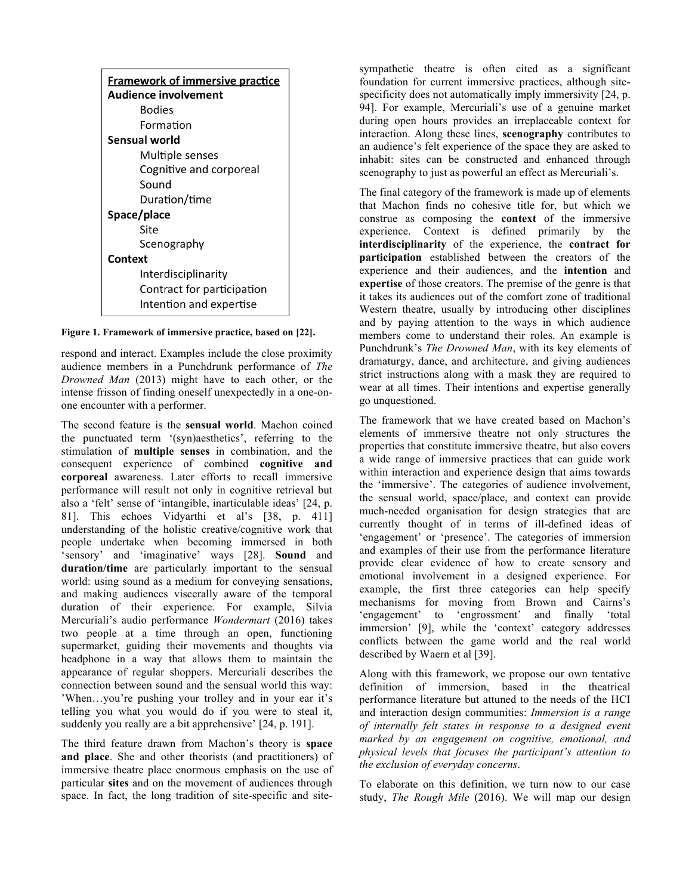**Framework of immersive practice**

**Audience involvement**

- Bodies
- Formation

**Sensual world**

- Multiple senses
- Cognitive and corporeal
- Sound
- Duration/time

**Space/place**

- Site
- Scenography

**Context**

- Interdisciplinarity
- Contract for participation
- Intention and expertise

**Figure 1. Framework of immersive practice, based on [22].**

respond and interact. Examples include the close proximity audience members in a Punchdrunk performance of *The Drowned Man* (2013) might have to each other, or the intense frisson of finding oneself unexpectedly in a one-on-one encounter with a performer.

The second feature is the **sensual world**. Machon coined the punctuated term '(syn)aesthetics', referring to the stimulation of **multiple senses** in combination, and the consequent experience of combined **cognitive and corporeal** awareness. Later efforts to recall immersive performance will result not only in cognitive retrieval but also a 'felt' sense of 'intangible, inarticulable ideas' [24, p. 81]. This echoes Vidyarthi et al's [38, p. 411] understanding of the holistic creative/cognitive work that people undertake when becoming immersed in both 'sensory' and 'imaginative' ways [28]. **Sound** and **duration/time** are particularly important to the sensual world: using sound as a medium for conveying sensations, and making audiences viscerally aware of the temporal duration of their experience. For example, Silvia Mercuriali's audio performance *Wondermart* (2016) takes two people at a time through an open, functioning supermarket, guiding their movements and thoughts via headphone in a way that allows them to maintain the appearance of regular shoppers. Mercuriali describes the connection between sound and the sensual world this way: 'When…you're pushing your trolley and in your ear it's telling you what you would do if you were to steal it, suddenly you really are a bit apprehensive' [24, p. 191].

The third feature drawn from Machon's theory is **space and place**. She and other theorists (and practitioners) of immersive theatre place enormous emphasis on the use of particular **sites** and on the movement of audiences through space. In fact, the long tradition of site-specific and site-sympathetic theatre is often cited as a significant foundation for current immersive practices, although site-specificity does not automatically imply immersivity [24, p. 94]. For example, Mercuriali's use of a genuine market during open hours provides an irreplaceable context for interaction. Along these lines, **scenography** contributes to an audience's felt experience of the space they are asked to inhabit: sites can be constructed and enhanced through scenography to just as powerful an effect as Mercuriali's.

The final category of the framework is made up of elements that Machon finds no cohesive title for, but which we construe as composing the **context** of the immersive experience. Context is defined primarily by the **interdisciplinarity** of the experience, the **contract for participation** established between the creators of the experience and their audiences, and the **intention** and **expertise** of those creators. The premise of the genre is that it takes its audiences out of the comfort zone of traditional Western theatre, usually by introducing other disciplines and by paying attention to the ways in which audience members come to understand their roles. An example is Punchdrunk's *The Drowned Man*, with its key elements of dramaturgy, dance, and architecture, and giving audiences strict instructions along with a mask they are required to wear at all times. Their intentions and expertise generally go unquestioned.

The framework that we have created based on Machon's elements of immersive theatre not only structures the properties that constitute immersive theatre, but also covers a wide range of immersive practices that can guide work within interaction and experience design that aims towards the 'immersive'. The categories of audience involvement, the sensual world, space/place, and context can provide much-needed organisation for design strategies that are currently thought of in terms of ill-defined ideas of 'engagement' or 'presence'. The categories of immersion and examples of their use from the performance literature provide clear evidence of how to create sensory and emotional involvement in a designed experience. For example, the first three categories can help specify mechanisms for moving from Brown and Cairns's 'engagement' to 'engrossment' and finally 'total immersion' [9], while the 'context' category addresses conflicts between the game world and the real world described by Waern et al [39].

Along with this framework, we propose our own tentative definition of immersion, based in the theatrical performance literature but attuned to the needs of the HCI and interaction design communities: *Immersion is a range of internally felt states in response to a designed event marked by an engagement on cognitive, emotional, and physical levels that focuses the participant's attention to the exclusion of everyday concerns*.

To elaborate on this definition, we turn now to our case study, *The Rough Mile* (2016). We will map our design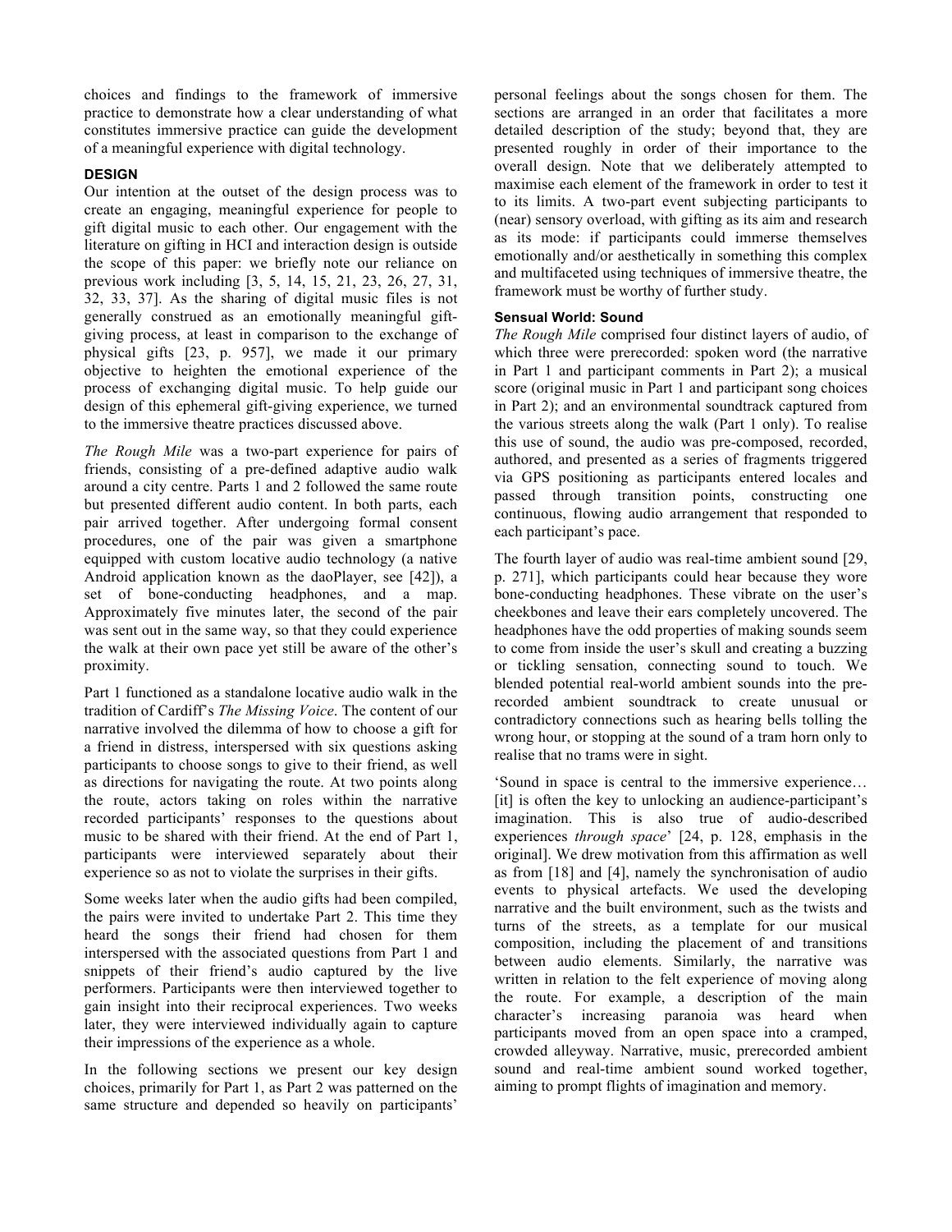choices and findings to the framework of immersive practice to demonstrate how a clear understanding of what constitutes immersive practice can guide the development of a meaningful experience with digital technology.

## DESIGN

Our intention at the outset of the design process was to create an engaging, meaningful experience for people to gift digital music to each other. Our engagement with the literature on gifting in HCI and interaction design is outside the scope of this paper: we briefly note our reliance on previous work including [3, 5, 14, 15, 21, 23, 26, 27, 31, 32, 33, 37]. As the sharing of digital music files is not generally construed as an emotionally meaningful gift-giving process, at least in comparison to the exchange of physical gifts [23, p. 957], we made it our primary objective to heighten the emotional experience of the process of exchanging digital music. To help guide our design of this ephemeral gift-giving experience, we turned to the immersive theatre practices discussed above.

*The Rough Mile* was a two-part experience for pairs of friends, consisting of a pre-defined adaptive audio walk around a city centre. Parts 1 and 2 followed the same route but presented different audio content. In both parts, each pair arrived together. After undergoing formal consent procedures, one of the pair was given a smartphone equipped with custom locative audio technology (a native Android application known as the daoPlayer, see [42]), a set of bone-conducting headphones, and a map. Approximately five minutes later, the second of the pair was sent out in the same way, so that they could experience the walk at their own pace yet still be aware of the other's proximity.

Part 1 functioned as a standalone locative audio walk in the tradition of Cardiff's *The Missing Voice*. The content of our narrative involved the dilemma of how to choose a gift for a friend in distress, interspersed with six questions asking participants to choose songs to give to their friend, as well as directions for navigating the route. At two points along the route, actors taking on roles within the narrative recorded participants' responses to the questions about music to be shared with their friend. At the end of Part 1, participants were interviewed separately about their experience so as not to violate the surprises in their gifts.

Some weeks later when the audio gifts had been compiled, the pairs were invited to undertake Part 2. This time they heard the songs their friend had chosen for them interspersed with the associated questions from Part 1 and snippets of their friend's audio captured by the live performers. Participants were then interviewed together to gain insight into their reciprocal experiences. Two weeks later, they were interviewed individually again to capture their impressions of the experience as a whole.

In the following sections we present our key design choices, primarily for Part 1, as Part 2 was patterned on the same structure and depended so heavily on participants' personal feelings about the songs chosen for them. The sections are arranged in an order that facilitates a more detailed description of the study; beyond that, they are presented roughly in order of their importance to the overall design. Note that we deliberately attempted to maximise each element of the framework in order to test it to its limits. A two-part event subjecting participants to (near) sensory overload, with gifting as its aim and research as its mode: if participants could immerse themselves emotionally and/or aesthetically in something this complex and multifaceted using techniques of immersive theatre, the framework must be worthy of further study.

### Sensual World: Sound

*The Rough Mile* comprised four distinct layers of audio, of which three were prerecorded: spoken word (the narrative in Part 1 and participant comments in Part 2); a musical score (original music in Part 1 and participant song choices in Part 2); and an environmental soundtrack captured from the various streets along the walk (Part 1 only). To realise this use of sound, the audio was pre-composed, recorded, authored, and presented as a series of fragments triggered via GPS positioning as participants entered locales and passed through transition points, constructing one continuous, flowing audio arrangement that responded to each participant's pace.

The fourth layer of audio was real-time ambient sound [29, p. 271], which participants could hear because they wore bone-conducting headphones. These vibrate on the user's cheekbones and leave their ears completely uncovered. The headphones have the odd properties of making sounds seem to come from inside the user's skull and creating a buzzing or tickling sensation, connecting sound to touch. We blended potential real-world ambient sounds into the pre-recorded ambient soundtrack to create unusual or contradictory connections such as hearing bells tolling the wrong hour, or stopping at the sound of a tram horn only to realise that no trams were in sight.

'Sound in space is central to the immersive experience… [it] is often the key to unlocking an audience-participant's imagination. This is also true of audio-described experiences *through space*' [24, p. 128, emphasis in the original]. We drew motivation from this affirmation as well as from [18] and [4], namely the synchronisation of audio events to physical artefacts. We used the developing narrative and the built environment, such as the twists and turns of the streets, as a template for our musical composition, including the placement of and transitions between audio elements. Similarly, the narrative was written in relation to the felt experience of moving along the route. For example, a description of the main character's increasing paranoia was heard when participants moved from an open space into a cramped, crowded alleyway. Narrative, music, prerecorded ambient sound and real-time ambient sound worked together, aiming to prompt flights of imagination and memory.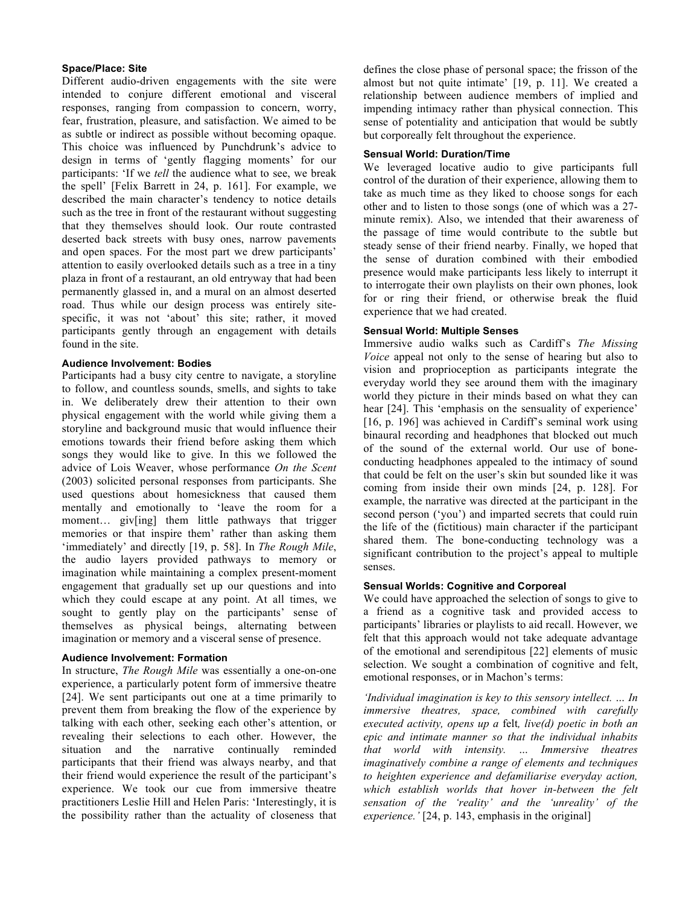### Space/Place: Site

Different audio-driven engagements with the site were intended to conjure different emotional and visceral responses, ranging from compassion to concern, worry, fear, frustration, pleasure, and satisfaction. We aimed to be as subtle or indirect as possible without becoming opaque. This choice was influenced by Punchdrunk's advice to design in terms of 'gently flagging moments' for our participants: 'If we *tell* the audience what to see, we break the spell' [Felix Barrett in 24, p. 161]. For example, we described the main character's tendency to notice details such as the tree in front of the restaurant without suggesting that they themselves should look. Our route contrasted deserted back streets with busy ones, narrow pavements and open spaces. For the most part we drew participants' attention to easily overlooked details such as a tree in a tiny plaza in front of a restaurant, an old entryway that had been permanently glassed in, and a mural on an almost deserted road. Thus while our design process was entirely site-specific, it was not 'about' this site; rather, it moved participants gently through an engagement with details found in the site.

### Audience Involvement: Bodies

Participants had a busy city centre to navigate, a storyline to follow, and countless sounds, smells, and sights to take in. We deliberately drew their attention to their own physical engagement with the world while giving them a storyline and background music that would influence their emotions towards their friend before asking them which songs they would like to give. In this we followed the advice of Lois Weaver, whose performance *On the Scent* (2003) solicited personal responses from participants. She used questions about homesickness that caused them mentally and emotionally to 'leave the room for a moment… giv[ing] them little pathways that trigger memories or that inspire them' rather than asking them 'immediately' and directly [19, p. 58]. In *The Rough Mile*, the audio layers provided pathways to memory or imagination while maintaining a complex present-moment engagement that gradually set up our questions and into which they could escape at any point. At all times, we sought to gently play on the participants' sense of themselves as physical beings, alternating between imagination or memory and a visceral sense of presence.

### Audience Involvement: Formation

In structure, *The Rough Mile* was essentially a one-on-one experience, a particularly potent form of immersive theatre [24]. We sent participants out one at a time primarily to prevent them from breaking the flow of the experience by talking with each other, seeking each other's attention, or revealing their selections to each other. However, the situation and the narrative continually reminded participants that their friend was always nearby, and that their friend would experience the result of the participant's experience. We took our cue from immersive theatre practitioners Leslie Hill and Helen Paris: 'Interestingly, it is the possibility rather than the actuality of closeness that defines the close phase of personal space; the frisson of the almost but not quite intimate' [19, p. 11]. We created a relationship between audience members of implied and impending intimacy rather than physical connection. This sense of potentiality and anticipation that would be subtly but corporeally felt throughout the experience.

### Sensual World: Duration/Time

We leveraged locative audio to give participants full control of the duration of their experience, allowing them to take as much time as they liked to choose songs for each other and to listen to those songs (one of which was a 27-minute remix). Also, we intended that their awareness of the passage of time would contribute to the subtle but steady sense of their friend nearby. Finally, we hoped that the sense of duration combined with their embodied presence would make participants less likely to interrupt it to interrogate their own playlists on their own phones, look for or ring their friend, or otherwise break the fluid experience that we had created.

### Sensual World: Multiple Senses

Immersive audio walks such as Cardiff's *The Missing Voice* appeal not only to the sense of hearing but also to vision and proprioception as participants integrate the everyday world they see around them with the imaginary world they picture in their minds based on what they can hear [24]. This 'emphasis on the sensuality of experience' [16, p. 196] was achieved in Cardiff's seminal work using binaural recording and headphones that blocked out much of the sound of the external world. Our use of bone-conducting headphones appealed to the intimacy of sound that could be felt on the user's skin but sounded like it was coming from inside their own minds [24, p. 128]. For example, the narrative was directed at the participant in the second person ('you') and imparted secrets that could ruin the life of the (fictitious) main character if the participant shared them. The bone-conducting technology was a significant contribution to the project's appeal to multiple senses.

### Sensual Worlds: Cognitive and Corporeal

We could have approached the selection of songs to give to a friend as a cognitive task and provided access to participants' libraries or playlists to aid recall. However, we felt that this approach would not take adequate advantage of the emotional and serendipitous [22] elements of music selection. We sought a combination of cognitive and felt, emotional responses, or in Machon's terms:

*'Individual imagination is key to this sensory intellect. … In immersive theatres, space, combined with carefully executed activity, opens up a* felt*, live(d) poetic in both an epic and intimate manner so that the individual inhabits that world with intensity. … Immersive theatres imaginatively combine a range of elements and techniques to heighten experience and defamiliarise everyday action, which establish worlds that hover in-between the felt sensation of the 'reality' and the 'unreality' of the experience.'* [24, p. 143, emphasis in the original]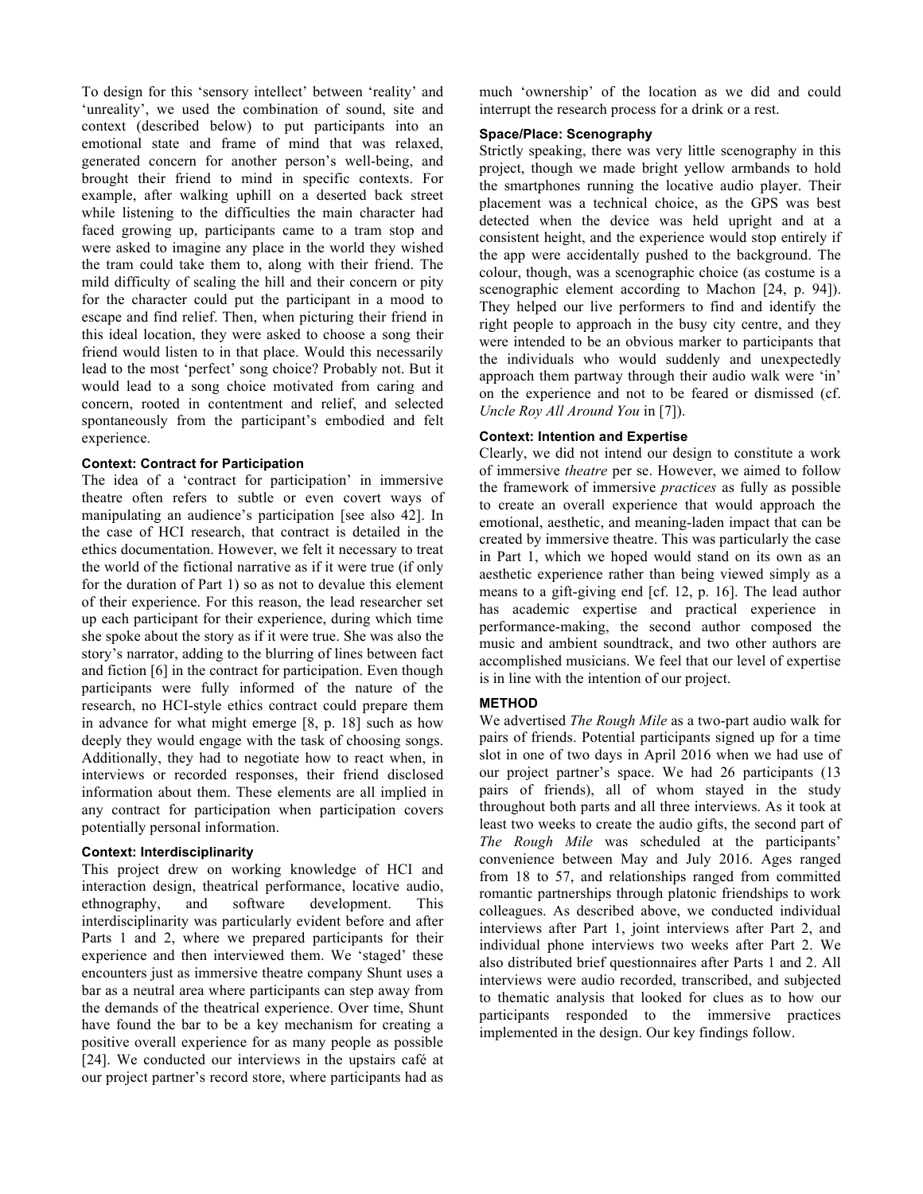To design for this 'sensory intellect' between 'reality' and 'unreality', we used the combination of sound, site and context (described below) to put participants into an emotional state and frame of mind that was relaxed, generated concern for another person's well-being, and brought their friend to mind in specific contexts. For example, after walking uphill on a deserted back street while listening to the difficulties the main character had faced growing up, participants came to a tram stop and were asked to imagine any place in the world they wished the tram could take them to, along with their friend. The mild difficulty of scaling the hill and their concern or pity for the character could put the participant in a mood to escape and find relief. Then, when picturing their friend in this ideal location, they were asked to choose a song their friend would listen to in that place. Would this necessarily lead to the most 'perfect' song choice? Probably not. But it would lead to a song choice motivated from caring and concern, rooted in contentment and relief, and selected spontaneously from the participant's embodied and felt experience.

#### Context: Contract for Participation

The idea of a 'contract for participation' in immersive theatre often refers to subtle or even covert ways of manipulating an audience's participation [see also 42]. In the case of HCI research, that contract is detailed in the ethics documentation. However, we felt it necessary to treat the world of the fictional narrative as if it were true (if only for the duration of Part 1) so as not to devalue this element of their experience. For this reason, the lead researcher set up each participant for their experience, during which time she spoke about the story as if it were true. She was also the story's narrator, adding to the blurring of lines between fact and fiction [6] in the contract for participation. Even though participants were fully informed of the nature of the research, no HCI-style ethics contract could prepare them in advance for what might emerge [8, p. 18] such as how deeply they would engage with the task of choosing songs. Additionally, they had to negotiate how to react when, in interviews or recorded responses, their friend disclosed information about them. These elements are all implied in any contract for participation when participation covers potentially personal information.

#### Context: Interdisciplinarity

This project drew on working knowledge of HCI and interaction design, theatrical performance, locative audio, ethnography, and software development. This interdisciplinarity was particularly evident before and after Parts 1 and 2, where we prepared participants for their experience and then interviewed them. We 'staged' these encounters just as immersive theatre company Shunt uses a bar as a neutral area where participants can step away from the demands of the theatrical experience. Over time, Shunt have found the bar to be a key mechanism for creating a positive overall experience for as many people as possible [24]. We conducted our interviews in the upstairs café at our project partner's record store, where participants had as much 'ownership' of the location as we did and could interrupt the research process for a drink or a rest.

#### Space/Place: Scenography

Strictly speaking, there was very little scenography in this project, though we made bright yellow armbands to hold the smartphones running the locative audio player. Their placement was a technical choice, as the GPS was best detected when the device was held upright and at a consistent height, and the experience would stop entirely if the app were accidentally pushed to the background. The colour, though, was a scenographic choice (as costume is a scenographic element according to Machon [24, p. 94]). They helped our live performers to find and identify the right people to approach in the busy city centre, and they were intended to be an obvious marker to participants that the individuals who would suddenly and unexpectedly approach them partway through their audio walk were 'in' on the experience and not to be feared or dismissed (cf. *Uncle Roy All Around You* in [7]).

#### Context: Intention and Expertise

Clearly, we did not intend our design to constitute a work of immersive *theatre* per se. However, we aimed to follow the framework of immersive *practices* as fully as possible to create an overall experience that would approach the emotional, aesthetic, and meaning-laden impact that can be created by immersive theatre. This was particularly the case in Part 1, which we hoped would stand on its own as an aesthetic experience rather than being viewed simply as a means to a gift-giving end [cf. 12, p. 16]. The lead author has academic expertise and practical experience in performance-making, the second author composed the music and ambient soundtrack, and two other authors are accomplished musicians. We feel that our level of expertise is in line with the intention of our project.

### METHOD

We advertised *The Rough Mile* as a two-part audio walk for pairs of friends. Potential participants signed up for a time slot in one of two days in April 2016 when we had use of our project partner's space. We had 26 participants (13 pairs of friends), all of whom stayed in the study throughout both parts and all three interviews. As it took at least two weeks to create the audio gifts, the second part of *The Rough Mile* was scheduled at the participants' convenience between May and July 2016. Ages ranged from 18 to 57, and relationships ranged from committed romantic partnerships through platonic friendships to work colleagues. As described above, we conducted individual interviews after Part 1, joint interviews after Part 2, and individual phone interviews two weeks after Part 2. We also distributed brief questionnaires after Parts 1 and 2. All interviews were audio recorded, transcribed, and subjected to thematic analysis that looked for clues as to how our participants responded to the immersive practices implemented in the design. Our key findings follow.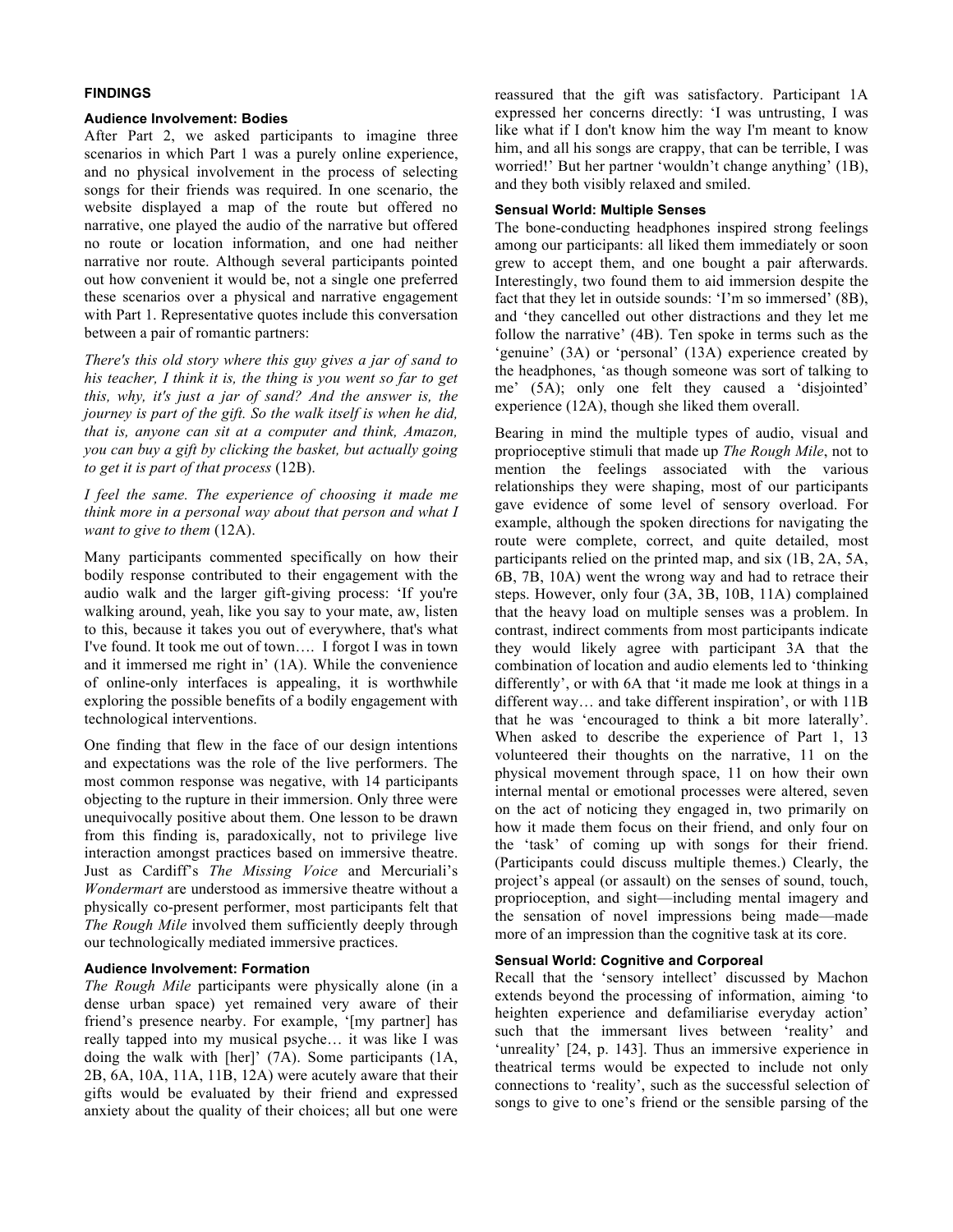## FINDINGS

### Audience Involvement: Bodies

After Part 2, we asked participants to imagine three scenarios in which Part 1 was a purely online experience, and no physical involvement in the process of selecting songs for their friends was required. In one scenario, the website displayed a map of the route but offered no narrative, one played the audio of the narrative but offered no route or location information, and one had neither narrative nor route. Although several participants pointed out how convenient it would be, not a single one preferred these scenarios over a physical and narrative engagement with Part 1. Representative quotes include this conversation between a pair of romantic partners:

*There's this old story where this guy gives a jar of sand to his teacher, I think it is, the thing is you went so far to get this, why, it's just a jar of sand? And the answer is, the journey is part of the gift. So the walk itself is when he did, that is, anyone can sit at a computer and think, Amazon, you can buy a gift by clicking the basket, but actually going to get it is part of that process* (12B).

*I feel the same. The experience of choosing it made me think more in a personal way about that person and what I want to give to them* (12A).

Many participants commented specifically on how their bodily response contributed to their engagement with the audio walk and the larger gift-giving process: 'If you're walking around, yeah, like you say to your mate, aw, listen to this, because it takes you out of everywhere, that's what I've found. It took me out of town…. I forgot I was in town and it immersed me right in' (1A). While the convenience of online-only interfaces is appealing, it is worthwhile exploring the possible benefits of a bodily engagement with technological interventions.

One finding that flew in the face of our design intentions and expectations was the role of the live performers. The most common response was negative, with 14 participants objecting to the rupture in their immersion. Only three were unequivocally positive about them. One lesson to be drawn from this finding is, paradoxically, not to privilege live interaction amongst practices based on immersive theatre. Just as Cardiff's *The Missing Voice* and Mercuriali's *Wondermart* are understood as immersive theatre without a physically co-present performer, most participants felt that *The Rough Mile* involved them sufficiently deeply through our technologically mediated immersive practices.

### Audience Involvement: Formation

*The Rough Mile* participants were physically alone (in a dense urban space) yet remained very aware of their friend's presence nearby. For example, '[my partner] has really tapped into my musical psyche… it was like I was doing the walk with [her]' (7A). Some participants (1A, 2B, 6A, 10A, 11A, 11B, 12A) were acutely aware that their gifts would be evaluated by their friend and expressed anxiety about the quality of their choices; all but one were reassured that the gift was satisfactory. Participant 1A expressed her concerns directly: 'I was untrusting, I was like what if I don't know him the way I'm meant to know him, and all his songs are crappy, that can be terrible, I was worried!' But her partner 'wouldn't change anything' (1B), and they both visibly relaxed and smiled.

### Sensual World: Multiple Senses

The bone-conducting headphones inspired strong feelings among our participants: all liked them immediately or soon grew to accept them, and one bought a pair afterwards. Interestingly, two found them to aid immersion despite the fact that they let in outside sounds: 'I'm so immersed' (8B), and 'they cancelled out other distractions and they let me follow the narrative' (4B). Ten spoke in terms such as the 'genuine' (3A) or 'personal' (13A) experience created by the headphones, 'as though someone was sort of talking to me' (5A); only one felt they caused a 'disjointed' experience (12A), though she liked them overall.

Bearing in mind the multiple types of audio, visual and proprioceptive stimuli that made up *The Rough Mile*, not to mention the feelings associated with the various relationships they were shaping, most of our participants gave evidence of some level of sensory overload. For example, although the spoken directions for navigating the route were complete, correct, and quite detailed, most participants relied on the printed map, and six (1B, 2A, 5A, 6B, 7B, 10A) went the wrong way and had to retrace their steps. However, only four (3A, 3B, 10B, 11A) complained that the heavy load on multiple senses was a problem. In contrast, indirect comments from most participants indicate they would likely agree with participant 3A that the combination of location and audio elements led to 'thinking differently', or with 6A that 'it made me look at things in a different way… and take different inspiration', or with 11B that he was 'encouraged to think a bit more laterally'. When asked to describe the experience of Part 1, 13 volunteered their thoughts on the narrative, 11 on the physical movement through space, 11 on how their own internal mental or emotional processes were altered, seven on the act of noticing they engaged in, two primarily on how it made them focus on their friend, and only four on the 'task' of coming up with songs for their friend. (Participants could discuss multiple themes.) Clearly, the project's appeal (or assault) on the senses of sound, touch, proprioception, and sight—including mental imagery and the sensation of novel impressions being made—made more of an impression than the cognitive task at its core.

### Sensual World: Cognitive and Corporeal

Recall that the 'sensory intellect' discussed by Machon extends beyond the processing of information, aiming 'to heighten experience and defamiliarise everyday action' such that the immersant lives between 'reality' and 'unreality' [24, p. 143]. Thus an immersive experience in theatrical terms would be expected to include not only connections to 'reality', such as the successful selection of songs to give to one's friend or the sensible parsing of the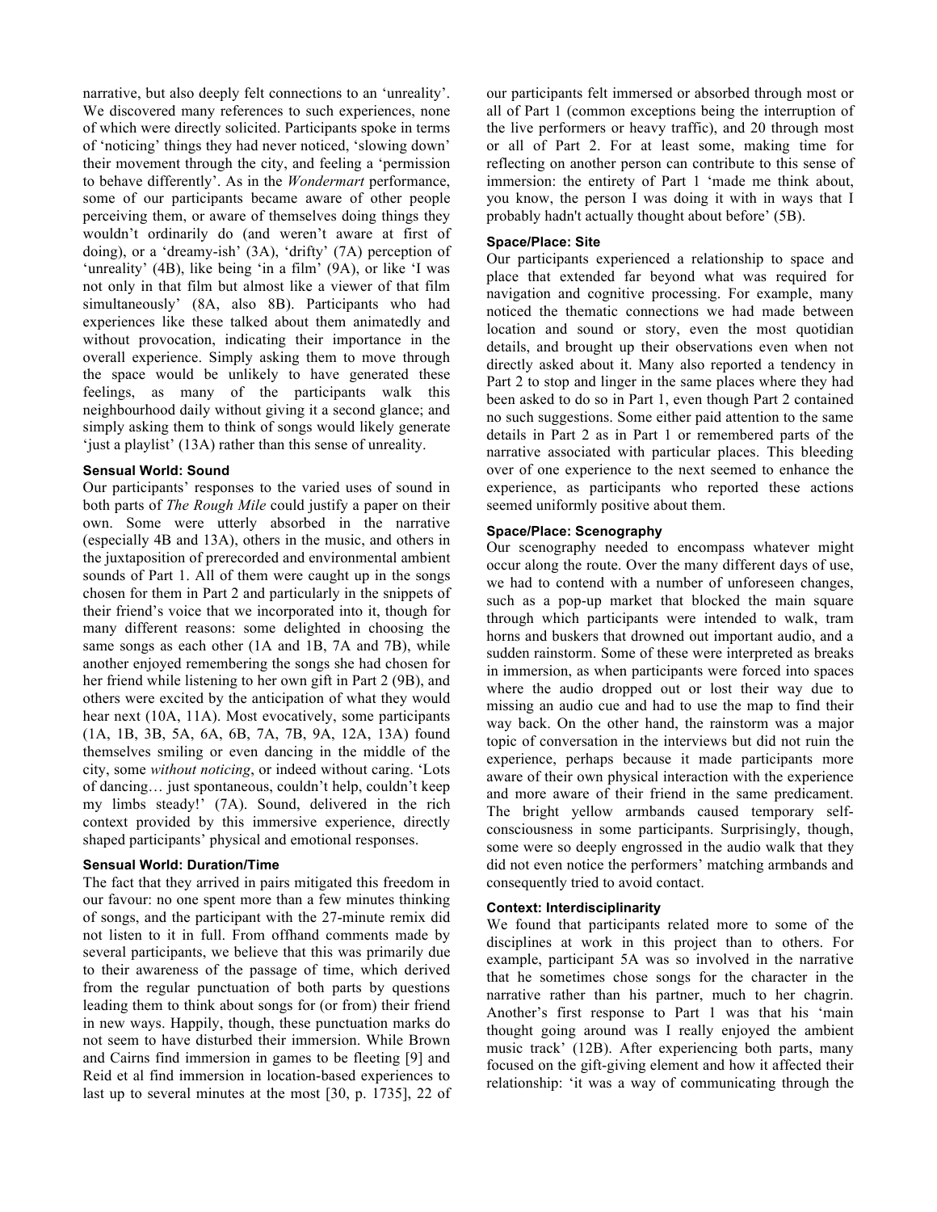narrative, but also deeply felt connections to an 'unreality'. We discovered many references to such experiences, none of which were directly solicited. Participants spoke in terms of 'noticing' things they had never noticed, 'slowing down' their movement through the city, and feeling a 'permission to behave differently'. As in the *Wondermart* performance, some of our participants became aware of other people perceiving them, or aware of themselves doing things they wouldn't ordinarily do (and weren't aware at first of doing), or a 'dreamy-ish' (3A), 'drifty' (7A) perception of 'unreality' (4B), like being 'in a film' (9A), or like 'I was not only in that film but almost like a viewer of that film simultaneously' (8A, also 8B). Participants who had experiences like these talked about them animatedly and without provocation, indicating their importance in the overall experience. Simply asking them to move through the space would be unlikely to have generated these feelings, as many of the participants walk this neighbourhood daily without giving it a second glance; and simply asking them to think of songs would likely generate 'just a playlist' (13A) rather than this sense of unreality.

#### Sensual World: Sound

Our participants' responses to the varied uses of sound in both parts of *The Rough Mile* could justify a paper on their own. Some were utterly absorbed in the narrative (especially 4B and 13A), others in the music, and others in the juxtaposition of prerecorded and environmental ambient sounds of Part 1. All of them were caught up in the songs chosen for them in Part 2 and particularly in the snippets of their friend's voice that we incorporated into it, though for many different reasons: some delighted in choosing the same songs as each other (1A and 1B, 7A and 7B), while another enjoyed remembering the songs she had chosen for her friend while listening to her own gift in Part 2 (9B), and others were excited by the anticipation of what they would hear next (10A, 11A). Most evocatively, some participants (1A, 1B, 3B, 5A, 6A, 6B, 7A, 7B, 9A, 12A, 13A) found themselves smiling or even dancing in the middle of the city, some *without noticing*, or indeed without caring. 'Lots of dancing… just spontaneous, couldn't help, couldn't keep my limbs steady!' (7A). Sound, delivered in the rich context provided by this immersive experience, directly shaped participants' physical and emotional responses.

#### Sensual World: Duration/Time

The fact that they arrived in pairs mitigated this freedom in our favour: no one spent more than a few minutes thinking of songs, and the participant with the 27-minute remix did not listen to it in full. From offhand comments made by several participants, we believe that this was primarily due to their awareness of the passage of time, which derived from the regular punctuation of both parts by questions leading them to think about songs for (or from) their friend in new ways. Happily, though, these punctuation marks do not seem to have disturbed their immersion. While Brown and Cairns find immersion in games to be fleeting [9] and Reid et al find immersion in location-based experiences to last up to several minutes at the most [30, p. 1735], 22 of our participants felt immersed or absorbed through most or all of Part 1 (common exceptions being the interruption of the live performers or heavy traffic), and 20 through most or all of Part 2. For at least some, making time for reflecting on another person can contribute to this sense of immersion: the entirety of Part 1 'made me think about, you know, the person I was doing it with in ways that I probably hadn't actually thought about before' (5B).

#### Space/Place: Site

Our participants experienced a relationship to space and place that extended far beyond what was required for navigation and cognitive processing. For example, many noticed the thematic connections we had made between location and sound or story, even the most quotidian details, and brought up their observations even when not directly asked about it. Many also reported a tendency in Part 2 to stop and linger in the same places where they had been asked to do so in Part 1, even though Part 2 contained no such suggestions. Some either paid attention to the same details in Part 2 as in Part 1 or remembered parts of the narrative associated with particular places. This bleeding over of one experience to the next seemed to enhance the experience, as participants who reported these actions seemed uniformly positive about them.

#### Space/Place: Scenography

Our scenography needed to encompass whatever might occur along the route. Over the many different days of use, we had to contend with a number of unforeseen changes, such as a pop-up market that blocked the main square through which participants were intended to walk, tram horns and buskers that drowned out important audio, and a sudden rainstorm. Some of these were interpreted as breaks in immersion, as when participants were forced into spaces where the audio dropped out or lost their way due to missing an audio cue and had to use the map to find their way back. On the other hand, the rainstorm was a major topic of conversation in the interviews but did not ruin the experience, perhaps because it made participants more aware of their own physical interaction with the experience and more aware of their friend in the same predicament. The bright yellow armbands caused temporary self-consciousness in some participants. Surprisingly, though, some were so deeply engrossed in the audio walk that they did not even notice the performers' matching armbands and consequently tried to avoid contact.

#### Context: Interdisciplinarity

We found that participants related more to some of the disciplines at work in this project than to others. For example, participant 5A was so involved in the narrative that he sometimes chose songs for the character in the narrative rather than his partner, much to her chagrin. Another's first response to Part 1 was that his 'main thought going around was I really enjoyed the ambient music track' (12B). After experiencing both parts, many focused on the gift-giving element and how it affected their relationship: 'it was a way of communicating through the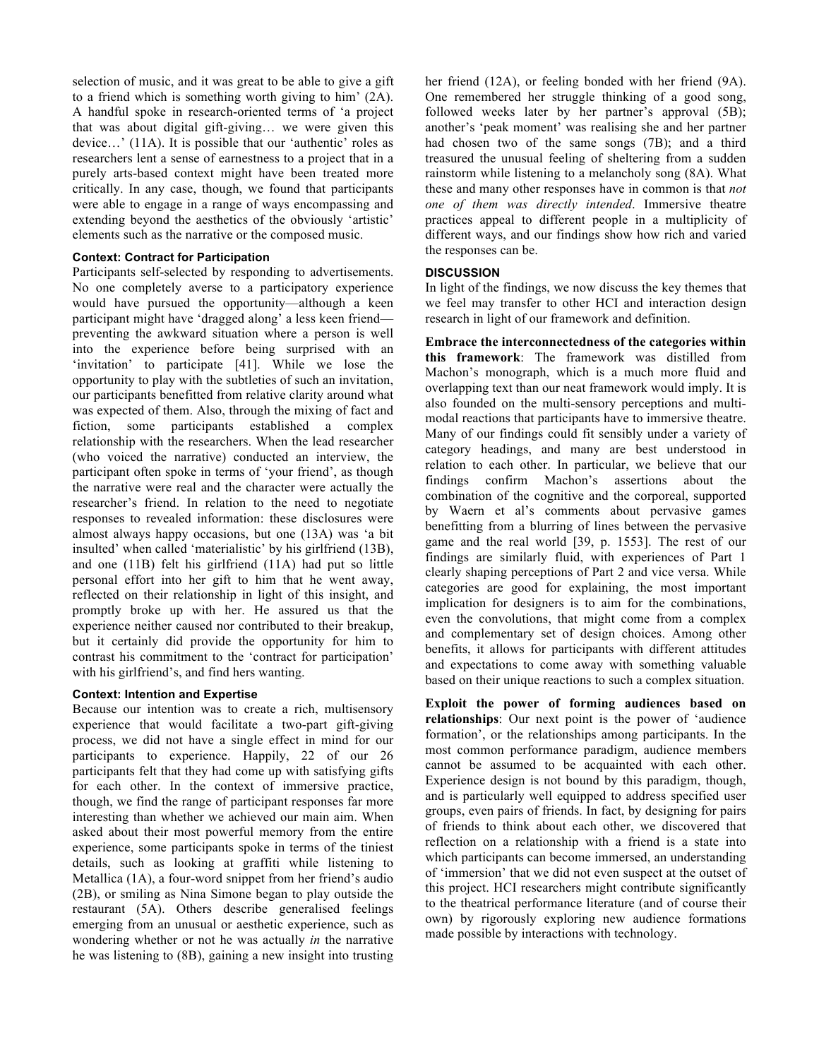selection of music, and it was great to be able to give a gift to a friend which is something worth giving to him' (2A). A handful spoke in research-oriented terms of 'a project that was about digital gift-giving… we were given this device…' (11A). It is possible that our 'authentic' roles as researchers lent a sense of earnestness to a project that in a purely arts-based context might have been treated more critically. In any case, though, we found that participants were able to engage in a range of ways encompassing and extending beyond the aesthetics of the obviously 'artistic' elements such as the narrative or the composed music.

#### Context: Contract for Participation

Participants self-selected by responding to advertisements. No one completely averse to a participatory experience would have pursued the opportunity—although a keen participant might have 'dragged along' a less keen friend—preventing the awkward situation where a person is well into the experience before being surprised with an 'invitation' to participate [41]. While we lose the opportunity to play with the subtleties of such an invitation, our participants benefitted from relative clarity around what was expected of them. Also, through the mixing of fact and fiction, some participants established a complex relationship with the researchers. When the lead researcher (who voiced the narrative) conducted an interview, the participant often spoke in terms of 'your friend', as though the narrative were real and the character were actually the researcher's friend. In relation to the need to negotiate responses to revealed information: these disclosures were almost always happy occasions, but one (13A) was 'a bit insulted' when called 'materialistic' by his girlfriend (13B), and one (11B) felt his girlfriend (11A) had put so little personal effort into her gift to him that he went away, reflected on their relationship in light of this insight, and promptly broke up with her. He assured us that the experience neither caused nor contributed to their breakup, but it certainly did provide the opportunity for him to contrast his commitment to the 'contract for participation' with his girlfriend's, and find hers wanting.

#### Context: Intention and Expertise

Because our intention was to create a rich, multisensory experience that would facilitate a two-part gift-giving process, we did not have a single effect in mind for our participants to experience. Happily, 22 of our 26 participants felt that they had come up with satisfying gifts for each other. In the context of immersive practice, though, we find the range of participant responses far more interesting than whether we achieved our main aim. When asked about their most powerful memory from the entire experience, some participants spoke in terms of the tiniest details, such as looking at graffiti while listening to Metallica (1A), a four-word snippet from her friend's audio (2B), or smiling as Nina Simone began to play outside the restaurant (5A). Others describe generalised feelings emerging from an unusual or aesthetic experience, such as wondering whether or not he was actually *in* the narrative he was listening to (8B), gaining a new insight into trusting her friend (12A), or feeling bonded with her friend (9A). One remembered her struggle thinking of a good song, followed weeks later by her partner's approval (5B); another's 'peak moment' was realising she and her partner had chosen two of the same songs (7B); and a third treasured the unusual feeling of sheltering from a sudden rainstorm while listening to a melancholy song (8A). What these and many other responses have in common is that *not one of them was directly intended*. Immersive theatre practices appeal to different people in a multiplicity of different ways, and our findings show how rich and varied the responses can be.

### DISCUSSION

In light of the findings, we now discuss the key themes that we feel may transfer to other HCI and interaction design research in light of our framework and definition.

**Embrace the interconnectedness of the categories within this framework**: The framework was distilled from Machon's monograph, which is a much more fluid and overlapping text than our neat framework would imply. It is also founded on the multi-sensory perceptions and multi-modal reactions that participants have to immersive theatre. Many of our findings could fit sensibly under a variety of category headings, and many are best understood in relation to each other. In particular, we believe that our findings confirm Machon's assertions about the combination of the cognitive and the corporeal, supported by Waern et al's comments about pervasive games benefitting from a blurring of lines between the pervasive game and the real world [39, p. 1553]. The rest of our findings are similarly fluid, with experiences of Part 1 clearly shaping perceptions of Part 2 and vice versa. While categories are good for explaining, the most important implication for designers is to aim for the combinations, even the convolutions, that might come from a complex and complementary set of design choices. Among other benefits, it allows for participants with different attitudes and expectations to come away with something valuable based on their unique reactions to such a complex situation.

**Exploit the power of forming audiences based on relationships**: Our next point is the power of 'audience formation', or the relationships among participants. In the most common performance paradigm, audience members cannot be assumed to be acquainted with each other. Experience design is not bound by this paradigm, though, and is particularly well equipped to address specified user groups, even pairs of friends. In fact, by designing for pairs of friends to think about each other, we discovered that reflection on a relationship with a friend is a state into which participants can become immersed, an understanding of 'immersion' that we did not even suspect at the outset of this project. HCI researchers might contribute significantly to the theatrical performance literature (and of course their own) by rigorously exploring new audience formations made possible by interactions with technology.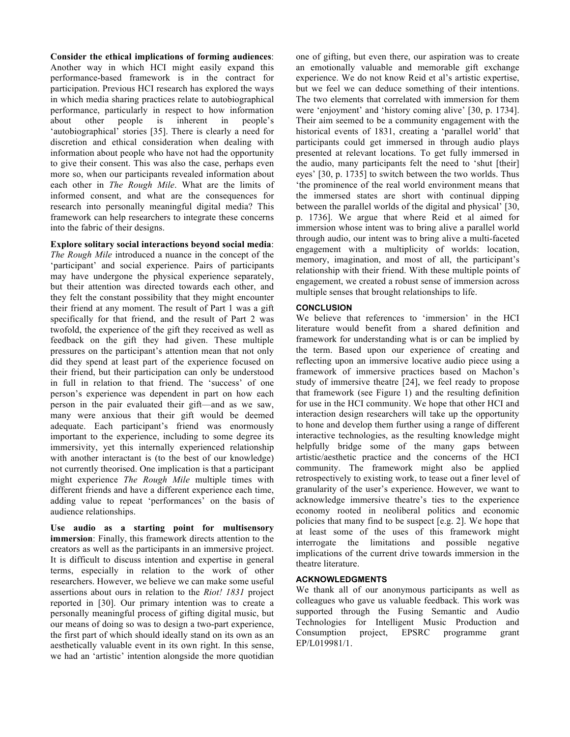**Consider the ethical implications of forming audiences**: Another way in which HCI might easily expand this performance-based framework is in the contract for participation. Previous HCI research has explored the ways in which media sharing practices relate to autobiographical performance, particularly in respect to how information about other people is inherent in people's 'autobiographical' stories [35]. There is clearly a need for discretion and ethical consideration when dealing with information about people who have not had the opportunity to give their consent. This was also the case, perhaps even more so, when our participants revealed information about each other in *The Rough Mile*. What are the limits of informed consent, and what are the consequences for research into personally meaningful digital media? This framework can help researchers to integrate these concerns into the fabric of their designs.

**Explore solitary social interactions beyond social media**: *The Rough Mile* introduced a nuance in the concept of the 'participant' and social experience. Pairs of participants may have undergone the physical experience separately, but their attention was directed towards each other, and they felt the constant possibility that they might encounter their friend at any moment. The result of Part 1 was a gift specifically for that friend, and the result of Part 2 was twofold, the experience of the gift they received as well as feedback on the gift they had given. These multiple pressures on the participant's attention mean that not only did they spend at least part of the experience focused on their friend, but their participation can only be understood in full in relation to that friend. The 'success' of one person's experience was dependent in part on how each person in the pair evaluated their gift—and as we saw, many were anxious that their gift would be deemed adequate. Each participant's friend was enormously important to the experience, including to some degree its immersivity, yet this internally experienced relationship with another interactant is (to the best of our knowledge) not currently theorised. One implication is that a participant might experience *The Rough Mile* multiple times with different friends and have a different experience each time, adding value to repeat 'performances' on the basis of audience relationships.

**Use audio as a starting point for multisensory immersion**: Finally, this framework directs attention to the creators as well as the participants in an immersive project. It is difficult to discuss intention and expertise in general terms, especially in relation to the work of other researchers. However, we believe we can make some useful assertions about ours in relation to the *Riot! 1831* project reported in [30]. Our primary intention was to create a personally meaningful process of gifting digital music, but our means of doing so was to design a two-part experience, the first part of which should ideally stand on its own as an aesthetically valuable event in its own right. In this sense, we had an 'artistic' intention alongside the more quotidian one of gifting, but even there, our aspiration was to create an emotionally valuable and memorable gift exchange experience. We do not know Reid et al's artistic expertise, but we feel we can deduce something of their intentions. The two elements that correlated with immersion for them were 'enjoyment' and 'history coming alive' [30, p. 1734]. Their aim seemed to be a community engagement with the historical events of 1831, creating a 'parallel world' that participants could get immersed in through audio plays presented at relevant locations. To get fully immersed in the audio, many participants felt the need to 'shut [their] eyes' [30, p. 1735] to switch between the two worlds. Thus 'the prominence of the real world environment means that the immersed states are short with continual dipping between the parallel worlds of the digital and physical' [30, p. 1736]. We argue that where Reid et al aimed for immersion whose intent was to bring alive a parallel world through audio, our intent was to bring alive a multi-faceted engagement with a multiplicity of worlds: location, memory, imagination, and most of all, the participant's relationship with their friend. With these multiple points of engagement, we created a robust sense of immersion across multiple senses that brought relationships to life.

## CONCLUSION

We believe that references to 'immersion' in the HCI literature would benefit from a shared definition and framework for understanding what is or can be implied by the term. Based upon our experience of creating and reflecting upon an immersive locative audio piece using a framework of immersive practices based on Machon's study of immersive theatre [24], we feel ready to propose that framework (see Figure 1) and the resulting definition for use in the HCI community. We hope that other HCI and interaction design researchers will take up the opportunity to hone and develop them further using a range of different interactive technologies, as the resulting knowledge might helpfully bridge some of the many gaps between artistic/aesthetic practice and the concerns of the HCI community. The framework might also be applied retrospectively to existing work, to tease out a finer level of granularity of the user's experience. However, we want to acknowledge immersive theatre's ties to the experience economy rooted in neoliberal politics and economic policies that many find to be suspect [e.g. 2]. We hope that at least some of the uses of this framework might interrogate the limitations and possible negative implications of the current drive towards immersion in the theatre literature.

## ACKNOWLEDGMENTS

We thank all of our anonymous participants as well as colleagues who gave us valuable feedback. This work was supported through the Fusing Semantic and Audio Technologies for Intelligent Music Production and Consumption project, EPSRC programme grant EP/L019981/1.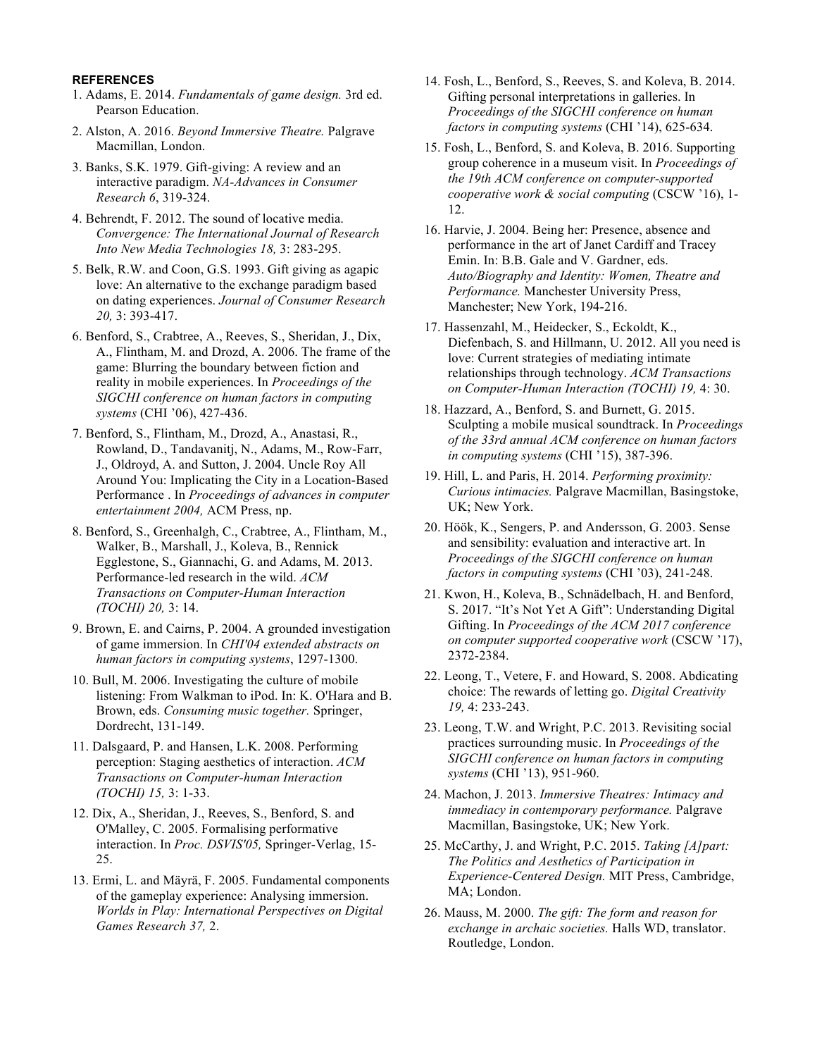## REFERENCES

1. Adams, E. 2014. *Fundamentals of game design.* 3rd ed. Pearson Education.
2. Alston, A. 2016. *Beyond Immersive Theatre.* Palgrave Macmillan, London.
3. Banks, S.K. 1979. Gift-giving: A review and an interactive paradigm. *NA-Advances in Consumer Research 6*, 319-324.
4. Behrendt, F. 2012. The sound of locative media. *Convergence: The International Journal of Research Into New Media Technologies 18,* 3: 283-295.
5. Belk, R.W. and Coon, G.S. 1993. Gift giving as agapic love: An alternative to the exchange paradigm based on dating experiences. *Journal of Consumer Research 20,* 3: 393-417.
6. Benford, S., Crabtree, A., Reeves, S., Sheridan, J., Dix, A., Flintham, M. and Drozd, A. 2006. The frame of the game: Blurring the boundary between fiction and reality in mobile experiences. In *Proceedings of the SIGCHI conference on human factors in computing systems* (CHI '06), 427-436.
7. Benford, S., Flintham, M., Drozd, A., Anastasi, R., Rowland, D., Tandavanitj, N., Adams, M., Row-Farr, J., Oldroyd, A. and Sutton, J. 2004. Uncle Roy All Around You: Implicating the City in a Location-Based Performance . In *Proceedings of advances in computer entertainment 2004,* ACM Press, np.
8. Benford, S., Greenhalgh, C., Crabtree, A., Flintham, M., Walker, B., Marshall, J., Koleva, B., Rennick Egglestone, S., Giannachi, G. and Adams, M. 2013. Performance-led research in the wild. *ACM Transactions on Computer-Human Interaction (TOCHI) 20,* 3: 14.
9. Brown, E. and Cairns, P. 2004. A grounded investigation of game immersion. In *CHI'04 extended abstracts on human factors in computing systems*, 1297-1300.
10. Bull, M. 2006. Investigating the culture of mobile listening: From Walkman to iPod. In: K. O'Hara and B. Brown, eds. *Consuming music together.* Springer, Dordrecht, 131-149.
11. Dalsgaard, P. and Hansen, L.K. 2008. Performing perception: Staging aesthetics of interaction. *ACM Transactions on Computer-human Interaction (TOCHI) 15,* 3: 1-33.
12. Dix, A., Sheridan, J., Reeves, S., Benford, S. and O'Malley, C. 2005. Formalising performative interaction. In *Proc. DSVIS'05,* Springer-Verlag, 15-25.
13. Ermi, L. and Mäyrä, F. 2005. Fundamental components of the gameplay experience: Analysing immersion. *Worlds in Play: International Perspectives on Digital Games Research 37,* 2.
14. Fosh, L., Benford, S., Reeves, S. and Koleva, B. 2014. Gifting personal interpretations in galleries. In *Proceedings of the SIGCHI conference on human factors in computing systems* (CHI '14), 625-634.
15. Fosh, L., Benford, S. and Koleva, B. 2016. Supporting group coherence in a museum visit. In *Proceedings of the 19th ACM conference on computer-supported cooperative work & social computing* (CSCW '16), 1-12.
16. Harvie, J. 2004. Being her: Presence, absence and performance in the art of Janet Cardiff and Tracey Emin. In: B.B. Gale and V. Gardner, eds. *Auto/Biography and Identity: Women, Theatre and Performance.* Manchester University Press, Manchester; New York, 194-216.
17. Hassenzahl, M., Heidecker, S., Eckoldt, K., Diefenbach, S. and Hillmann, U. 2012. All you need is love: Current strategies of mediating intimate relationships through technology. *ACM Transactions on Computer-Human Interaction (TOCHI) 19,* 4: 30.
18. Hazzard, A., Benford, S. and Burnett, G. 2015. Sculpting a mobile musical soundtrack. In *Proceedings of the 33rd annual ACM conference on human factors in computing systems* (CHI '15), 387-396.
19. Hill, L. and Paris, H. 2014. *Performing proximity: Curious intimacies.* Palgrave Macmillan, Basingstoke, UK; New York.
20. Höök, K., Sengers, P. and Andersson, G. 2003. Sense and sensibility: evaluation and interactive art. In *Proceedings of the SIGCHI conference on human factors in computing systems* (CHI '03), 241-248.
21. Kwon, H., Koleva, B., Schnädelbach, H. and Benford, S. 2017. "It's Not Yet A Gift": Understanding Digital Gifting. In *Proceedings of the ACM 2017 conference on computer supported cooperative work* (CSCW '17), 2372-2384.
22. Leong, T., Vetere, F. and Howard, S. 2008. Abdicating choice: The rewards of letting go. *Digital Creativity 19,* 4: 233-243.
23. Leong, T.W. and Wright, P.C. 2013. Revisiting social practices surrounding music. In *Proceedings of the SIGCHI conference on human factors in computing systems* (CHI '13), 951-960.
24. Machon, J. 2013. *Immersive Theatres: Intimacy and immediacy in contemporary performance.* Palgrave Macmillan, Basingstoke, UK; New York.
25. McCarthy, J. and Wright, P.C. 2015. *Taking [A]part: The Politics and Aesthetics of Participation in Experience-Centered Design.* MIT Press, Cambridge, MA; London.
26. Mauss, M. 2000. *The gift: The form and reason for exchange in archaic societies.* Halls WD, translator. Routledge, London.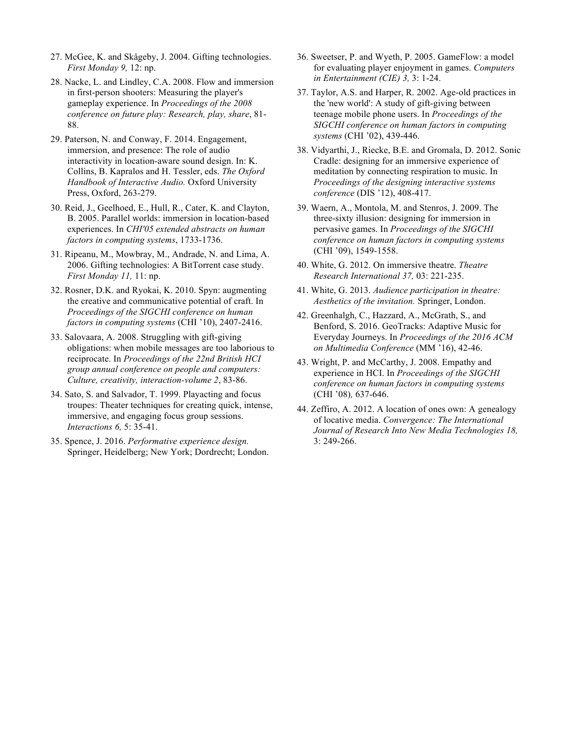27. McGee, K. and Skågeby, J. 2004. Gifting technologies. *First Monday 9,* 12: np.

28. Nacke, L. and Lindley, C.A. 2008. Flow and immersion in first-person shooters: Measuring the player's gameplay experience. In *Proceedings of the 2008 conference on future play: Research, play, share*, 81-88.

29. Paterson, N. and Conway, F. 2014. Engagement, immersion, and presence: The role of audio interactivity in location-aware sound design. In: K. Collins, B. Kapralos and H. Tessler, eds. *The Oxford Handbook of Interactive Audio.* Oxford University Press, Oxford, 263-279.

30. Reid, J., Geelhoed, E., Hull, R., Cater, K. and Clayton, B. 2005. Parallel worlds: immersion in location-based experiences. In *CHI'05 extended abstracts on human factors in computing systems*, 1733-1736.

31. Ripeanu, M., Mowbray, M., Andrade, N. and Lima, A. 2006. Gifting technologies: A BitTorrent case study. *First Monday 11,* 11: np.

32. Rosner, D.K. and Ryokai, K. 2010. Spyn: augmenting the creative and communicative potential of craft. In *Proceedings of the SIGCHI conference on human factors in computing systems* (CHI '10), 2407-2416.

33. Salovaara, A. 2008. Struggling with gift-giving obligations: when mobile messages are too laborious to reciprocate. In *Proceedings of the 22nd British HCI group annual conference on people and computers: Culture, creativity, interaction-volume 2*, 83-86.

34. Sato, S. and Salvador, T. 1999. Playacting and focus troupes: Theater techniques for creating quick, intense, immersive, and engaging focus group sessions. *Interactions 6,* 5: 35-41.

35. Spence, J. 2016. *Performative experience design.* Springer, Heidelberg; New York; Dordrecht; London.

36. Sweetser, P. and Wyeth, P. 2005. GameFlow: a model for evaluating player enjoyment in games. *Computers in Entertainment (CIE) 3,* 3: 1-24.

37. Taylor, A.S. and Harper, R. 2002. Age-old practices in the 'new world': A study of gift-giving between teenage mobile phone users. In *Proceedings of the SIGCHI conference on human factors in computing systems* (CHI '02), 439-446.

38. Vidyarthi, J., Riecke, B.E. and Gromala, D. 2012. Sonic Cradle: designing for an immersive experience of meditation by connecting respiration to music. In *Proceedings of the designing interactive systems conference* (DIS '12), 408-417.

39. Waern, A., Montola, M. and Stenros, J. 2009. The three-sixty illusion: designing for immersion in pervasive games. In *Proceedings of the SIGCHI conference on human factors in computing systems* (CHI '09), 1549-1558.

40. White, G. 2012. On immersive theatre. *Theatre Research International 37,* 03: 221-235.

41. White, G. 2013. *Audience participation in theatre: Aesthetics of the invitation.* Springer, London.

42. Greenhalgh, C., Hazzard, A., McGrath, S., and Benford, S. 2016. GeoTracks: Adaptive Music for Everyday Journeys. In *Proceedings of the 2016 ACM on Multimedia Conference* (MM '16), 42-46.

43. Wright, P. and McCarthy, J. 2008. Empathy and experience in HCI. In *Proceedings of the SIGCHI conference on human factors in computing systems* (CHI '08)*,* 637-646.

44. Zeffiro, A. 2012. A location of ones own: A genealogy of locative media. *Convergence: The International Journal of Research Into New Media Technologies 18,* 3: 249-266.